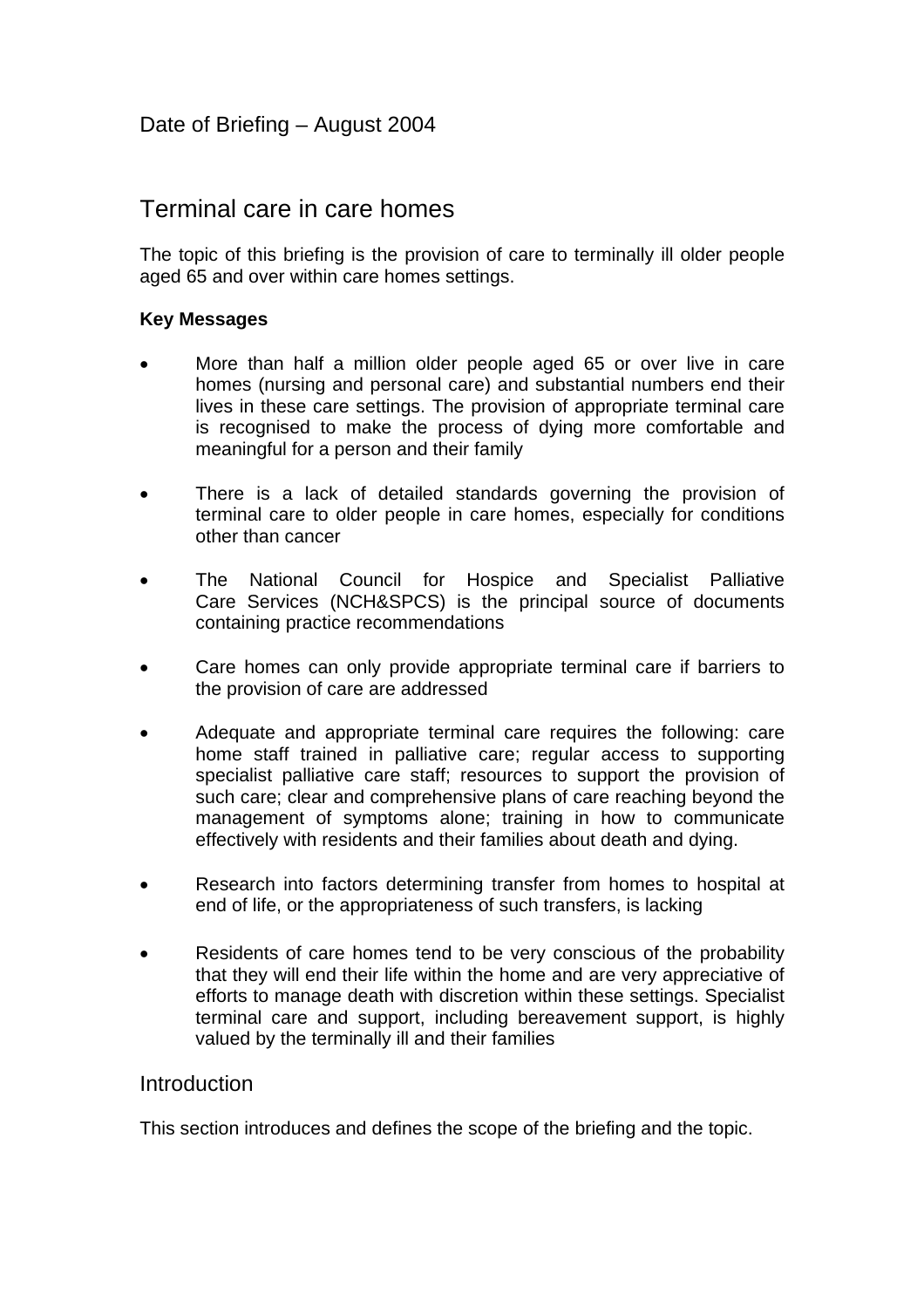Date of Briefing – August 2004

# Terminal care in care homes

The topic of this briefing is the provision of care to terminally ill older people aged 65 and over within care homes settings.

**Key Messages**

- More than half a million older people aged 65 or over live in care homes (nursing and personal care) and substantial numbers end their lives in these care settings. The provision of appropriate terminal care is recognised to make the process of dying more comfortable and meaningful for a person and their family
- There is a lack of detailed standards governing the provision of terminal care to older people in care homes, especially for conditions other than cancer
- The National Council for Hospice and Specialist Palliative Care Services (NCH&SPCS) is the principal source of documents containing practice recommendations
- Care homes can only provide appropriate terminal care if barriers to the provision of care are addressed
- Adequate and appropriate terminal care requires the following: care home staff trained in palliative care; regular access to supporting specialist palliative care staff; resources to support the provision of such care; clear and comprehensive plans of care reaching beyond the management of symptoms alone; training in how to communicate effectively with residents and their families about death and dying.
- Research into factors determining transfer from homes to hospital at end of life, or the appropriateness of such transfers, is lacking
- Residents of care homes tend to be very conscious of the probability that they will end their life within the home and are very appreciative of efforts to manage death with discretion within these settings. Specialist terminal care and support, including bereavement support, is highly valued by the terminally ill and their families

## Introduction

This section introduces and defines the scope of the briefing and the topic.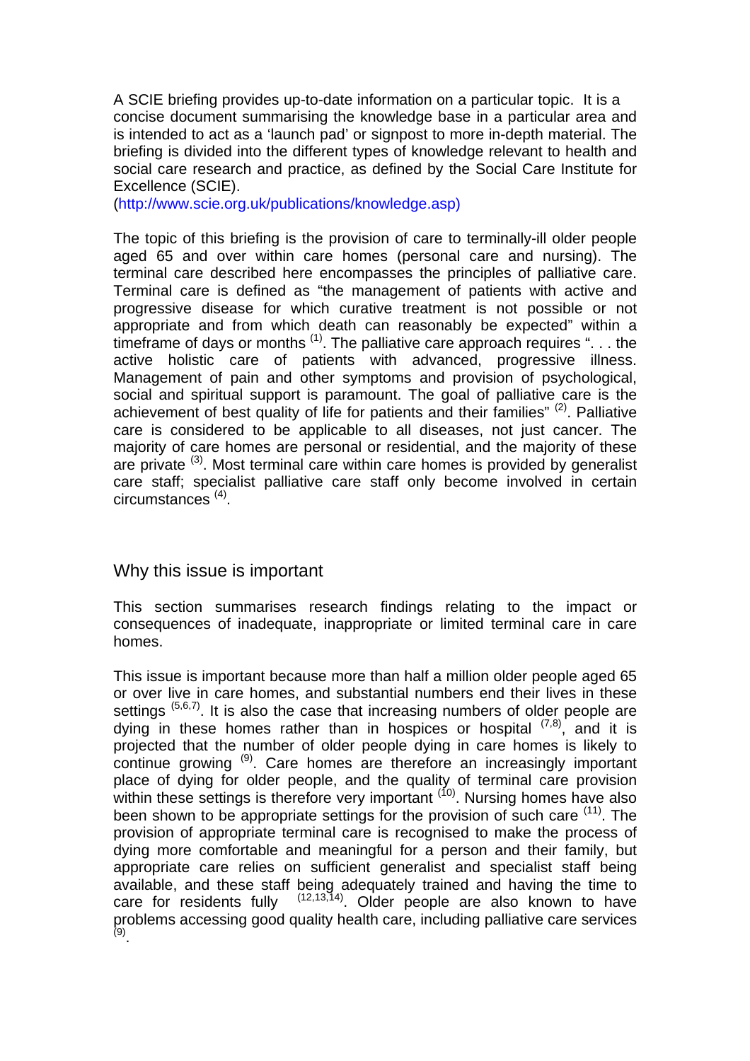A SCIE briefing provides up-to-date information on a particular topic. It is a concise document summarising the knowledge base in a particular area and is intended to act as a 'launch pad' or signpost to more in-depth material. The briefing is divided into the different types of knowledge relevant to health and social care research and practice, as defined by the Social Care Institute for Excellence (SCIE).
(http://www.scie.org.uk/publications/knowledge.asp)

The topic of this briefing is the provision of care to terminally-ill older people aged 65 and over within care homes (personal care and nursing). The terminal care described here encompasses the principles of palliative care. Terminal care is defined as "the management of patients with active and progressive disease for which curative treatment is not possible or not appropriate and from which death can reasonably be expected" within a timeframe of days or months [1]. The palliative care approach requires ". . . the active holistic care of patients with advanced, progressive illness. Management of pain and other symptoms and provision of psychological, social and spiritual support is paramount. The goal of palliative care is the achievement of best quality of life for patients and their families" [2]. Palliative care is considered to be applicable to all diseases, not just cancer. The majority of care homes are personal or residential, and the majority of these are private [3]. Most terminal care within care homes is provided by generalist care staff; specialist palliative care staff only become involved in certain circumstances [4].

## Why this issue is important

This section summarises research findings relating to the impact or consequences of inadequate, inappropriate or limited terminal care in care homes.

This issue is important because more than half a million older people aged 65 or over live in care homes, and substantial numbers end their lives in these settings [5,6,7]. It is also the case that increasing numbers of older people are dying in these homes rather than in hospices or hospital [7,8], and it is projected that the number of older people dying in care homes is likely to continue growing [9]. Care homes are therefore an increasingly important place of dying for older people, and the quality of terminal care provision within these settings is therefore very important [10]. Nursing homes have also been shown to be appropriate settings for the provision of such care [11]. The provision of appropriate terminal care is recognised to make the process of dying more comfortable and meaningful for a person and their family, but appropriate care relies on sufficient generalist and specialist staff being available, and these staff being adequately trained and having the time to care for residents fully [12,13,14]. Older people are also known to have problems accessing good quality health care, including palliative care services [9].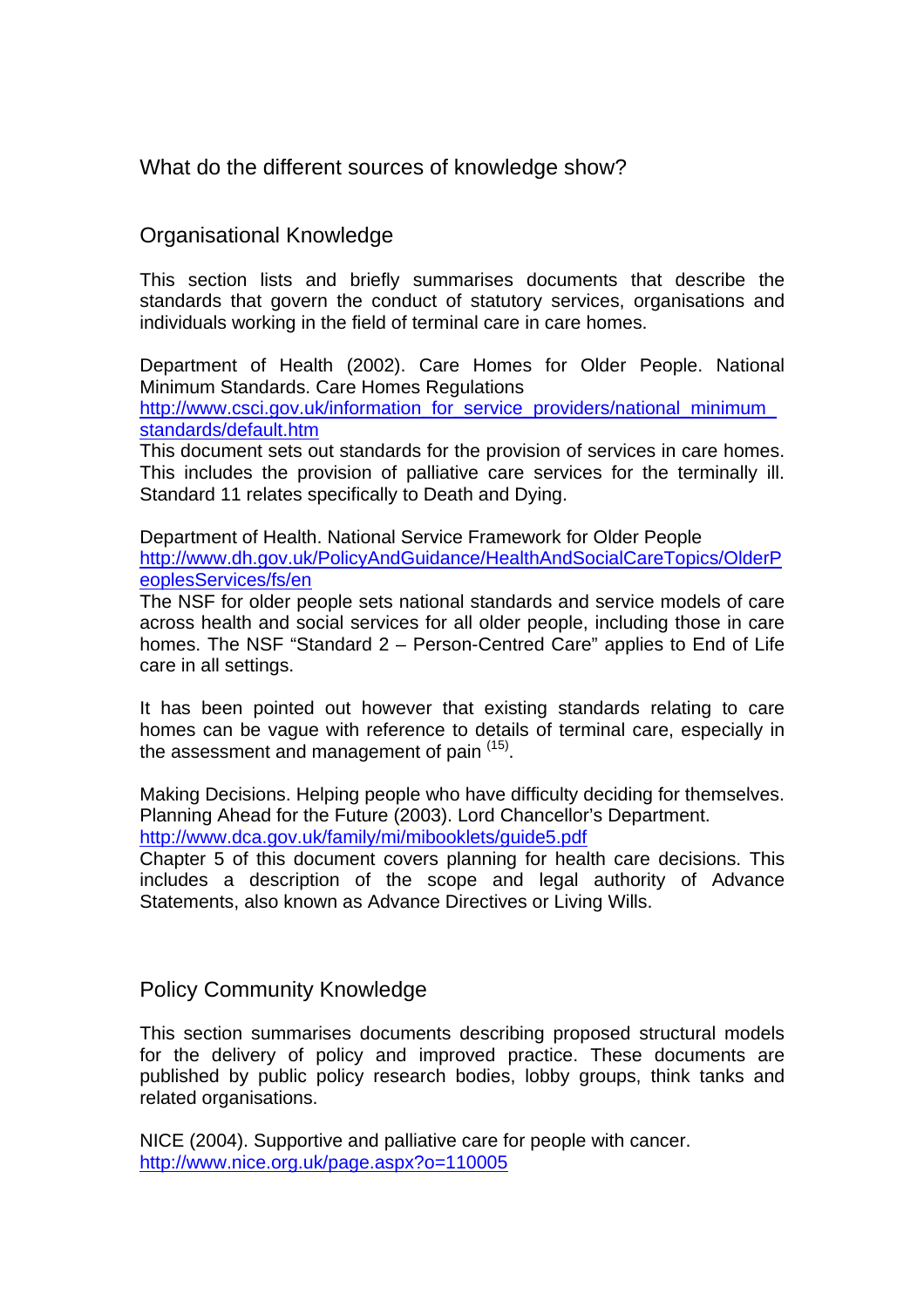## What do the different sources of knowledge show?

### Organisational Knowledge

This section lists and briefly summarises documents that describe the standards that govern the conduct of statutory services, organisations and individuals working in the field of terminal care in care homes.

Department of Health (2002). Care Homes for Older People. National Minimum Standards. Care Homes Regulations
http://www.csci.gov.uk/information_for_service_providers/national_minimum_standards/default.htm
This document sets out standards for the provision of services in care homes. This includes the provision of palliative care services for the terminally ill. Standard 11 relates specifically to Death and Dying.

Department of Health. National Service Framework for Older People
http://www.dh.gov.uk/PolicyAndGuidance/HealthAndSocialCareTopics/OlderPeoplesServices/fs/en
The NSF for older people sets national standards and service models of care across health and social services for all older people, including those in care homes. The NSF "Standard 2 – Person-Centred Care" applies to End of Life care in all settings.

It has been pointed out however that existing standards relating to care homes can be vague with reference to details of terminal care, especially in the assessment and management of pain [15].

Making Decisions. Helping people who have difficulty deciding for themselves. Planning Ahead for the Future (2003). Lord Chancellor's Department.
http://www.dca.gov.uk/family/mi/mibooklets/guide5.pdf
Chapter 5 of this document covers planning for health care decisions. This includes a description of the scope and legal authority of Advance Statements, also known as Advance Directives or Living Wills.

### Policy Community Knowledge

This section summarises documents describing proposed structural models for the delivery of policy and improved practice. These documents are published by public policy research bodies, lobby groups, think tanks and related organisations.

NICE (2004). Supportive and palliative care for people with cancer.
http://www.nice.org.uk/page.aspx?o=110005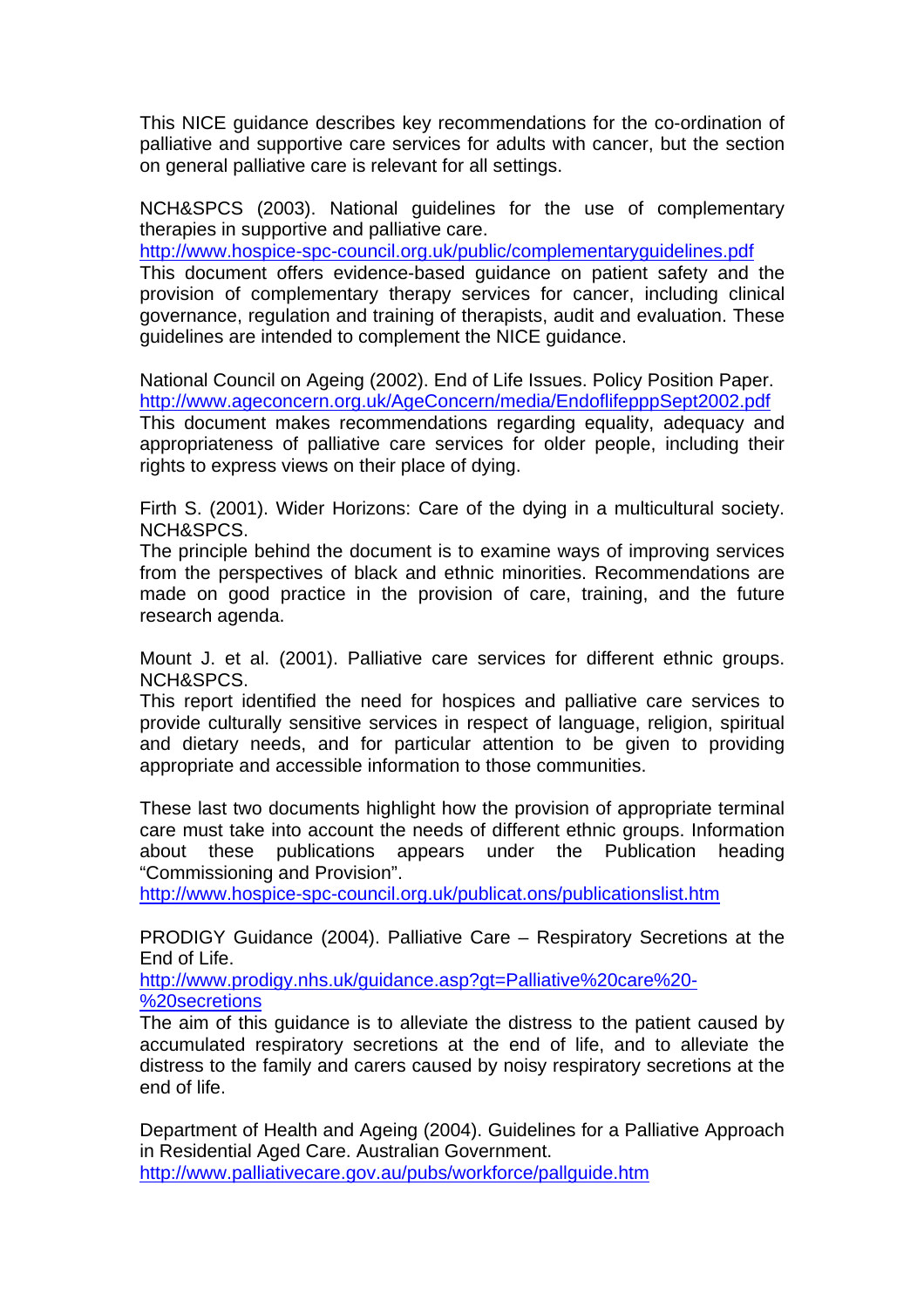This NICE guidance describes key recommendations for the co-ordination of palliative and supportive care services for adults with cancer, but the section on general palliative care is relevant for all settings.

NCH&SPCS (2003). National guidelines for the use of complementary therapies in supportive and palliative care.
http://www.hospice-spc-council.org.uk/public/complementaryguidelines.pdf
This document offers evidence-based guidance on patient safety and the provision of complementary therapy services for cancer, including clinical governance, regulation and training of therapists, audit and evaluation. These guidelines are intended to complement the NICE guidance.

National Council on Ageing (2002). End of Life Issues. Policy Position Paper.
http://www.ageconcern.org.uk/AgeConcern/media/EndoflifepppSept2002.pdf
This document makes recommendations regarding equality, adequacy and appropriateness of palliative care services for older people, including their rights to express views on their place of dying.

Firth S. (2001). Wider Horizons: Care of the dying in a multicultural society. NCH&SPCS.
The principle behind the document is to examine ways of improving services from the perspectives of black and ethnic minorities. Recommendations are made on good practice in the provision of care, training, and the future research agenda.

Mount J. et al. (2001). Palliative care services for different ethnic groups. NCH&SPCS.
This report identified the need for hospices and palliative care services to provide culturally sensitive services in respect of language, religion, spiritual and dietary needs, and for particular attention to be given to providing appropriate and accessible information to those communities.

These last two documents highlight how the provision of appropriate terminal care must take into account the needs of different ethnic groups. Information about these publications appears under the Publication heading "Commissioning and Provision".
http://www.hospice-spc-council.org.uk/publicat.ons/publicationslist.htm

PRODIGY Guidance (2004). Palliative Care – Respiratory Secretions at the End of Life.
http://www.prodigy.nhs.uk/guidance.asp?gt=Palliative%20care%20-%20secretions
The aim of this guidance is to alleviate the distress to the patient caused by accumulated respiratory secretions at the end of life, and to alleviate the distress to the family and carers caused by noisy respiratory secretions at the end of life.

Department of Health and Ageing (2004). Guidelines for a Palliative Approach in Residential Aged Care. Australian Government.
http://www.palliativecare.gov.au/pubs/workforce/pallguide.htm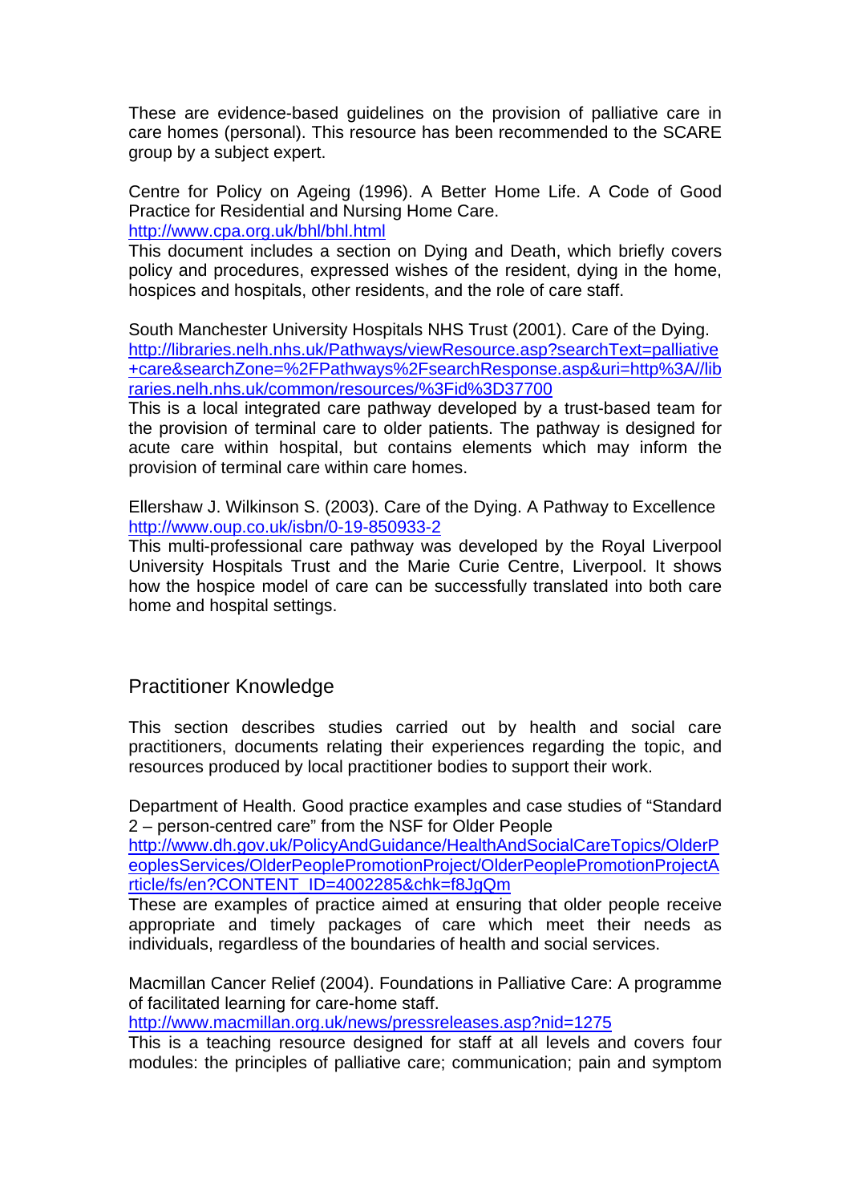These are evidence-based guidelines on the provision of palliative care in care homes (personal). This resource has been recommended to the SCARE group by a subject expert.

Centre for Policy on Ageing (1996). A Better Home Life. A Code of Good Practice for Residential and Nursing Home Care.
http://www.cpa.org.uk/bhl/bhl.html
This document includes a section on Dying and Death, which briefly covers policy and procedures, expressed wishes of the resident, dying in the home, hospices and hospitals, other residents, and the role of care staff.

South Manchester University Hospitals NHS Trust (2001). Care of the Dying.
http://libraries.nelh.nhs.uk/Pathways/viewResource.asp?searchText=palliative+care&searchZone=%2FPathways%2FsearchResponse.asp&uri=http%3A//libraries.nelh.nhs.uk/common/resources/%3Fid%3D37700
This is a local integrated care pathway developed by a trust-based team for the provision of terminal care to older patients. The pathway is designed for acute care within hospital, but contains elements which may inform the provision of terminal care within care homes.

Ellershaw J. Wilkinson S. (2003). Care of the Dying. A Pathway to Excellence
http://www.oup.co.uk/isbn/0-19-850933-2
This multi-professional care pathway was developed by the Royal Liverpool University Hospitals Trust and the Marie Curie Centre, Liverpool. It shows how the hospice model of care can be successfully translated into both care home and hospital settings.

## Practitioner Knowledge

This section describes studies carried out by health and social care practitioners, documents relating their experiences regarding the topic, and resources produced by local practitioner bodies to support their work.

Department of Health. Good practice examples and case studies of "Standard 2 – person-centred care" from the NSF for Older People
http://www.dh.gov.uk/PolicyAndGuidance/HealthAndSocialCareTopics/OlderPeoplesServices/OlderPeoplePromotionProject/OlderPeoplePromotionProjectArticle/fs/en?CONTENT_ID=4002285&chk=f8JgQm
These are examples of practice aimed at ensuring that older people receive appropriate and timely packages of care which meet their needs as individuals, regardless of the boundaries of health and social services.

Macmillan Cancer Relief (2004). Foundations in Palliative Care: A programme of facilitated learning for care-home staff.
http://www.macmillan.org.uk/news/pressreleases.asp?nid=1275
This is a teaching resource designed for staff at all levels and covers four modules: the principles of palliative care; communication; pain and symptom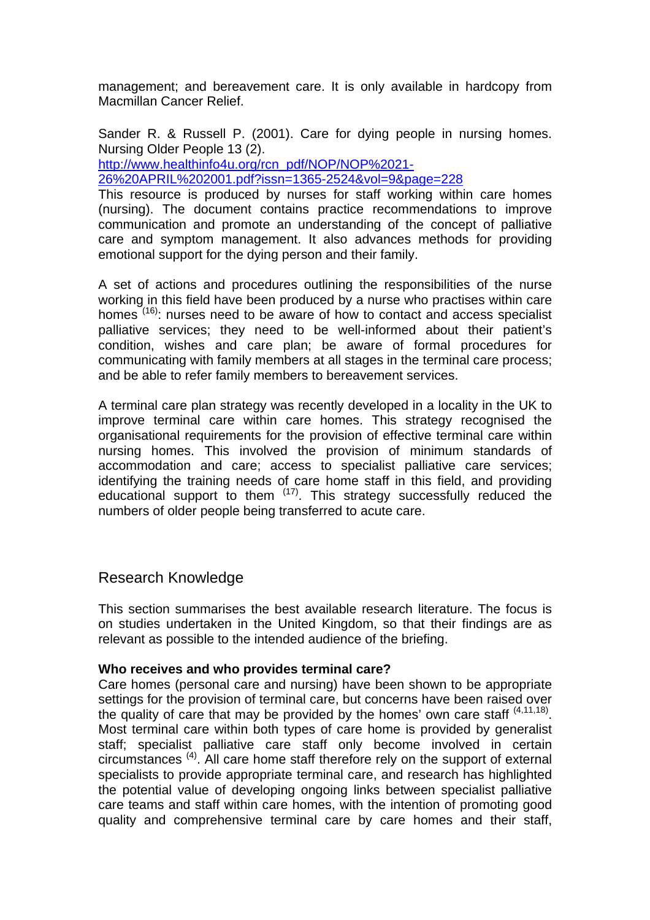management; and bereavement care. It is only available in hardcopy from Macmillan Cancer Relief.

Sander R. & Russell P. (2001). Care for dying people in nursing homes. Nursing Older People 13 (2).
[http://www.healthinfo4u.org/rcn_pdf/NOP/NOP%2021-26%20APRIL%202001.pdf?issn=1365-2524&vol=9&page=228](http://www.healthinfo4u.org/rcn_pdf/NOP/NOP%2021-26%20APRIL%202001.pdf?issn=1365-2524&vol=9&page=228)
This resource is produced by nurses for staff working within care homes (nursing). The document contains practice recommendations to improve communication and promote an understanding of the concept of palliative care and symptom management. It also advances methods for providing emotional support for the dying person and their family.

A set of actions and procedures outlining the responsibilities of the nurse working in this field have been produced by a nurse who practises within care homes [16]: nurses need to be aware of how to contact and access specialist palliative services; they need to be well-informed about their patient's condition, wishes and care plan; be aware of formal procedures for communicating with family members at all stages in the terminal care process; and be able to refer family members to bereavement services.

A terminal care plan strategy was recently developed in a locality in the UK to improve terminal care within care homes. This strategy recognised the organisational requirements for the provision of effective terminal care within nursing homes. This involved the provision of minimum standards of accommodation and care; access to specialist palliative care services; identifying the training needs of care home staff in this field, and providing educational support to them [17]. This strategy successfully reduced the numbers of older people being transferred to acute care.

## Research Knowledge

This section summarises the best available research literature. The focus is on studies undertaken in the United Kingdom, so that their findings are as relevant as possible to the intended audience of the briefing.

**Who receives and who provides terminal care?**
Care homes (personal care and nursing) have been shown to be appropriate settings for the provision of terminal care, but concerns have been raised over the quality of care that may be provided by the homes' own care staff [4,11,18]. Most terminal care within both types of care home is provided by generalist staff; specialist palliative care staff only become involved in certain circumstances [4]. All care home staff therefore rely on the support of external specialists to provide appropriate terminal care, and research has highlighted the potential value of developing ongoing links between specialist palliative care teams and staff within care homes, with the intention of promoting good quality and comprehensive terminal care by care homes and their staff,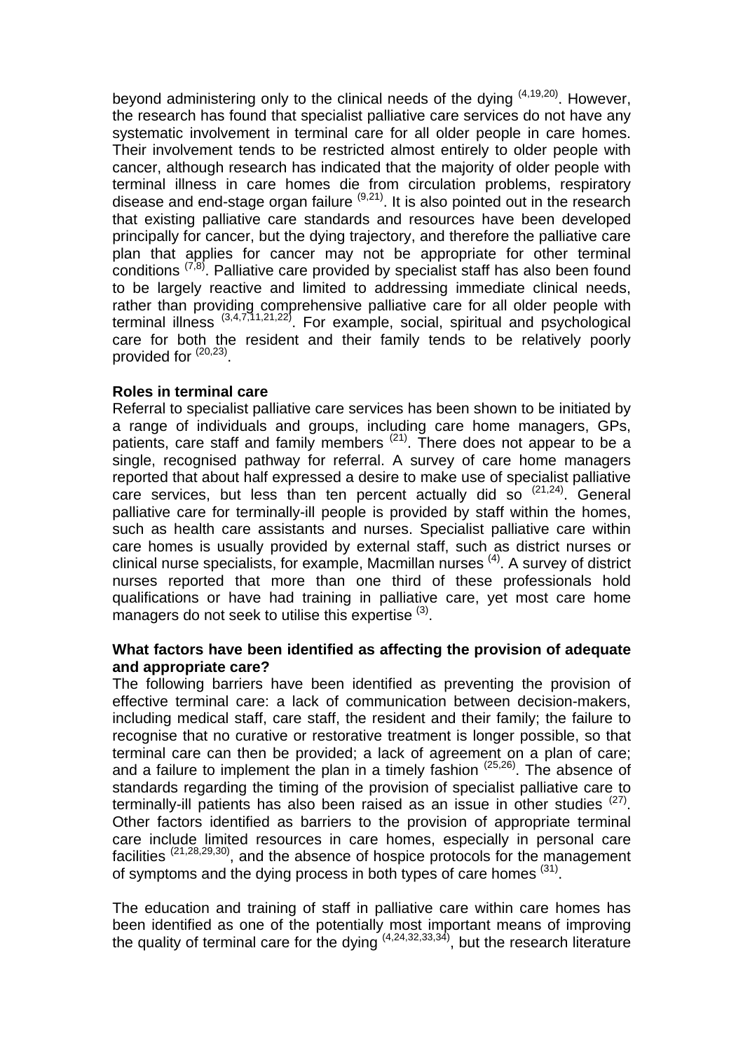beyond administering only to the clinical needs of the dying [4,19,20]. However, the research has found that specialist palliative care services do not have any systematic involvement in terminal care for all older people in care homes. Their involvement tends to be restricted almost entirely to older people with cancer, although research has indicated that the majority of older people with terminal illness in care homes die from circulation problems, respiratory disease and end-stage organ failure [9,21]. It is also pointed out in the research that existing palliative care standards and resources have been developed principally for cancer, but the dying trajectory, and therefore the palliative care plan that applies for cancer may not be appropriate for other terminal conditions [7,8]. Palliative care provided by specialist staff has also been found to be largely reactive and limited to addressing immediate clinical needs, rather than providing comprehensive palliative care for all older people with terminal illness [3,4,7,11,21,22]. For example, social, spiritual and psychological care for both the resident and their family tends to be relatively poorly provided for [20,23].

**Roles in terminal care**

Referral to specialist palliative care services has been shown to be initiated by a range of individuals and groups, including care home managers, GPs, patients, care staff and family members [21]. There does not appear to be a single, recognised pathway for referral. A survey of care home managers reported that about half expressed a desire to make use of specialist palliative care services, but less than ten percent actually did so [21,24]. General palliative care for terminally-ill people is provided by staff within the homes, such as health care assistants and nurses. Specialist palliative care within care homes is usually provided by external staff, such as district nurses or clinical nurse specialists, for example, Macmillan nurses [4]. A survey of district nurses reported that more than one third of these professionals hold qualifications or have had training in palliative care, yet most care home managers do not seek to utilise this expertise [3].

**What factors have been identified as affecting the provision of adequate and appropriate care?**

The following barriers have been identified as preventing the provision of effective terminal care: a lack of communication between decision-makers, including medical staff, care staff, the resident and their family; the failure to recognise that no curative or restorative treatment is longer possible, so that terminal care can then be provided; a lack of agreement on a plan of care; and a failure to implement the plan in a timely fashion [25,26]. The absence of standards regarding the timing of the provision of specialist palliative care to terminally-ill patients has also been raised as an issue in other studies [27]. Other factors identified as barriers to the provision of appropriate terminal care include limited resources in care homes, especially in personal care facilities [21,28,29,30], and the absence of hospice protocols for the management of symptoms and the dying process in both types of care homes [31].

The education and training of staff in palliative care within care homes has been identified as one of the potentially most important means of improving the quality of terminal care for the dying [4,24,32,33,34], but the research literature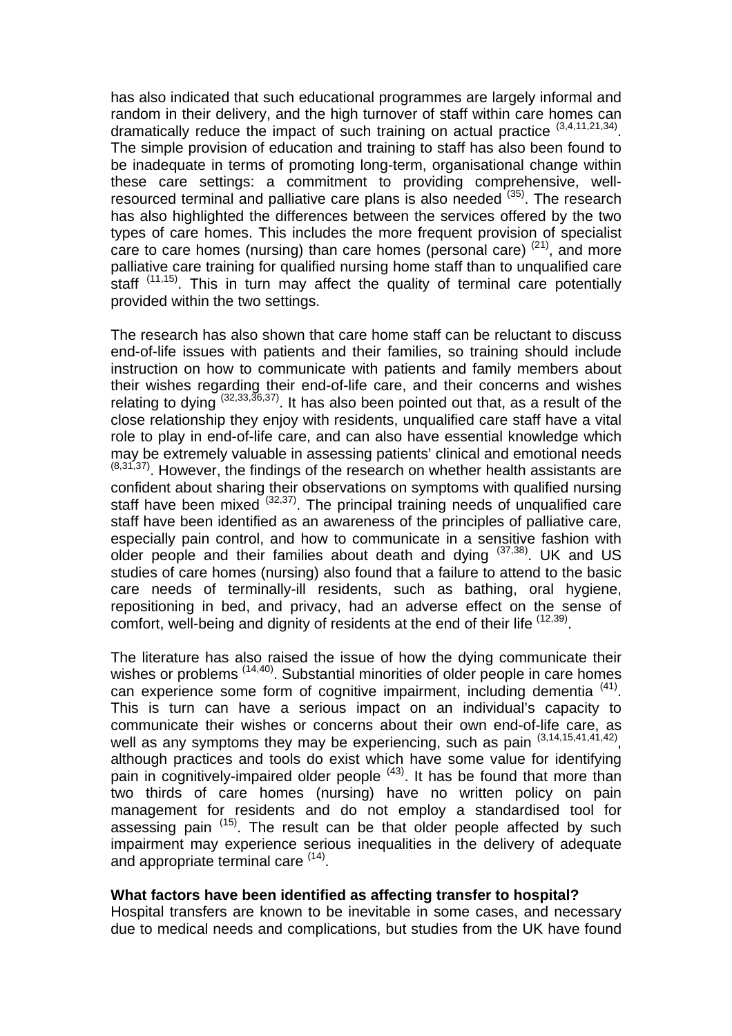has also indicated that such educational programmes are largely informal and random in their delivery, and the high turnover of staff within care homes can dramatically reduce the impact of such training on actual practice [3,4,11,21,34]. The simple provision of education and training to staff has also been found to be inadequate in terms of promoting long-term, organisational change within these care settings: a commitment to providing comprehensive, well-resourced terminal and palliative care plans is also needed [35]. The research has also highlighted the differences between the services offered by the two types of care homes. This includes the more frequent provision of specialist care to care homes (nursing) than care homes (personal care) [21], and more palliative care training for qualified nursing home staff than to unqualified care staff [11,15]. This in turn may affect the quality of terminal care potentially provided within the two settings.

The research has also shown that care home staff can be reluctant to discuss end-of-life issues with patients and their families, so training should include instruction on how to communicate with patients and family members about their wishes regarding their end-of-life care, and their concerns and wishes relating to dying [32,33,36,37]. It has also been pointed out that, as a result of the close relationship they enjoy with residents, unqualified care staff have a vital role to play in end-of-life care, and can also have essential knowledge which may be extremely valuable in assessing patients' clinical and emotional needs [8,31,37]. However, the findings of the research on whether health assistants are confident about sharing their observations on symptoms with qualified nursing staff have been mixed [32,37]. The principal training needs of unqualified care staff have been identified as an awareness of the principles of palliative care, especially pain control, and how to communicate in a sensitive fashion with older people and their families about death and dying [37,38]. UK and US studies of care homes (nursing) also found that a failure to attend to the basic care needs of terminally-ill residents, such as bathing, oral hygiene, repositioning in bed, and privacy, had an adverse effect on the sense of comfort, well-being and dignity of residents at the end of their life [12,39].

The literature has also raised the issue of how the dying communicate their wishes or problems [14,40]. Substantial minorities of older people in care homes can experience some form of cognitive impairment, including dementia [41]. This is turn can have a serious impact on an individual's capacity to communicate their wishes or concerns about their own end-of-life care, as well as any symptoms they may be experiencing, such as pain [3,14,15,41,41,42], although practices and tools do exist which have some value for identifying pain in cognitively-impaired older people [43]. It has be found that more than two thirds of care homes (nursing) have no written policy on pain management for residents and do not employ a standardised tool for assessing pain [15]. The result can be that older people affected by such impairment may experience serious inequalities in the delivery of adequate and appropriate terminal care [14].

**What factors have been identified as affecting transfer to hospital?**

Hospital transfers are known to be inevitable in some cases, and necessary due to medical needs and complications, but studies from the UK have found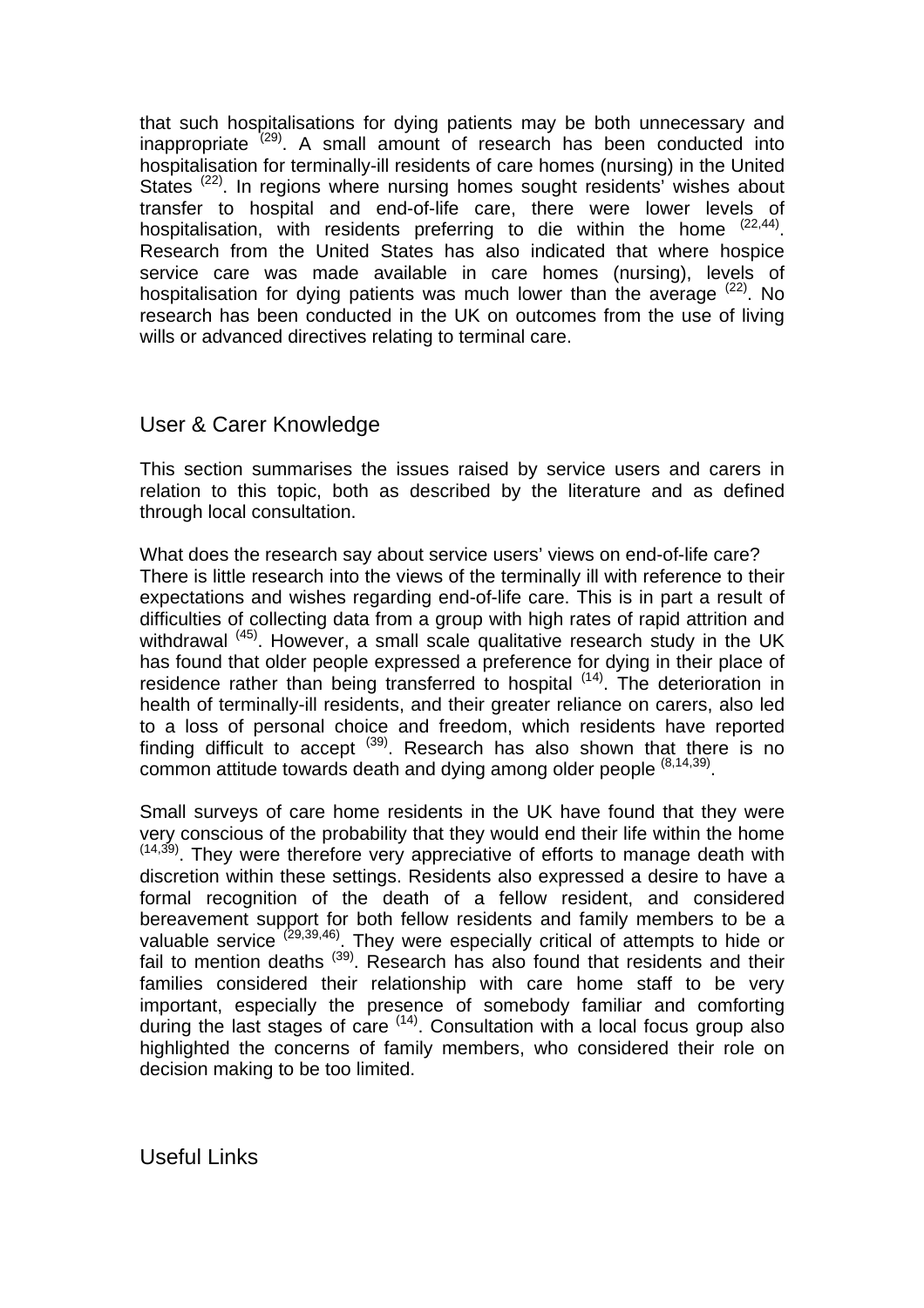that such hospitalisations for dying patients may be both unnecessary and inappropriate [29]. A small amount of research has been conducted into hospitalisation for terminally-ill residents of care homes (nursing) in the United States [22]. In regions where nursing homes sought residents' wishes about transfer to hospital and end-of-life care, there were lower levels of hospitalisation, with residents preferring to die within the home [22,44]. Research from the United States has also indicated that where hospice service care was made available in care homes (nursing), levels of hospitalisation for dying patients was much lower than the average [22]. No research has been conducted in the UK on outcomes from the use of living wills or advanced directives relating to terminal care.

## User & Carer Knowledge

This section summarises the issues raised by service users and carers in relation to this topic, both as described by the literature and as defined through local consultation.

What does the research say about service users' views on end-of-life care?
There is little research into the views of the terminally ill with reference to their expectations and wishes regarding end-of-life care. This is in part a result of difficulties of collecting data from a group with high rates of rapid attrition and withdrawal [45]. However, a small scale qualitative research study in the UK has found that older people expressed a preference for dying in their place of residence rather than being transferred to hospital [14]. The deterioration in health of terminally-ill residents, and their greater reliance on carers, also led to a loss of personal choice and freedom, which residents have reported finding difficult to accept [39]. Research has also shown that there is no common attitude towards death and dying among older people [8,14,39].

Small surveys of care home residents in the UK have found that they were very conscious of the probability that they would end their life within the home [14,39]. They were therefore very appreciative of efforts to manage death with discretion within these settings. Residents also expressed a desire to have a formal recognition of the death of a fellow resident, and considered bereavement support for both fellow residents and family members to be a valuable service [29,39,46]. They were especially critical of attempts to hide or fail to mention deaths [39]. Research has also found that residents and their families considered their relationship with care home staff to be very important, especially the presence of somebody familiar and comforting during the last stages of care [14]. Consultation with a local focus group also highlighted the concerns of family members, who considered their role on decision making to be too limited.

## Useful Links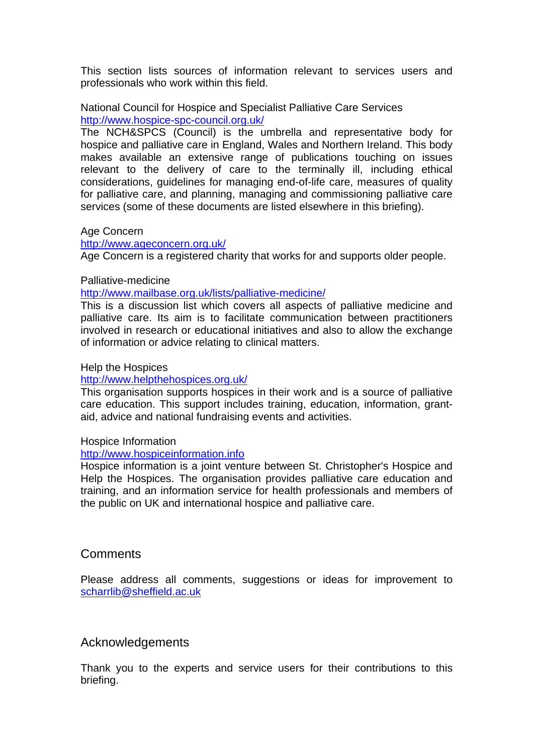This section lists sources of information relevant to services users and professionals who work within this field.

National Council for Hospice and Specialist Palliative Care Services
http://www.hospice-spc-council.org.uk/
The NCH&SPCS (Council) is the umbrella and representative body for hospice and palliative care in England, Wales and Northern Ireland. This body makes available an extensive range of publications touching on issues relevant to the delivery of care to the terminally ill, including ethical considerations, guidelines for managing end-of-life care, measures of quality for palliative care, and planning, managing and commissioning palliative care services (some of these documents are listed elsewhere in this briefing).

Age Concern
http://www.ageconcern.org.uk/
Age Concern is a registered charity that works for and supports older people.

Palliative-medicine
http://www.mailbase.org.uk/lists/palliative-medicine/
This is a discussion list which covers all aspects of palliative medicine and palliative care. Its aim is to facilitate communication between practitioners involved in research or educational initiatives and also to allow the exchange of information or advice relating to clinical matters.

Help the Hospices
http://www.helpthehospices.org.uk/
This organisation supports hospices in their work and is a source of palliative care education. This support includes training, education, information, grant-aid, advice and national fundraising events and activities.

Hospice Information
http://www.hospiceinformation.info
Hospice information is a joint venture between St. Christopher's Hospice and Help the Hospices. The organisation provides palliative care education and training, and an information service for health professionals and members of the public on UK and international hospice and palliative care.

## Comments

Please address all comments, suggestions or ideas for improvement to scharrlib@sheffield.ac.uk

## Acknowledgements

Thank you to the experts and service users for their contributions to this briefing.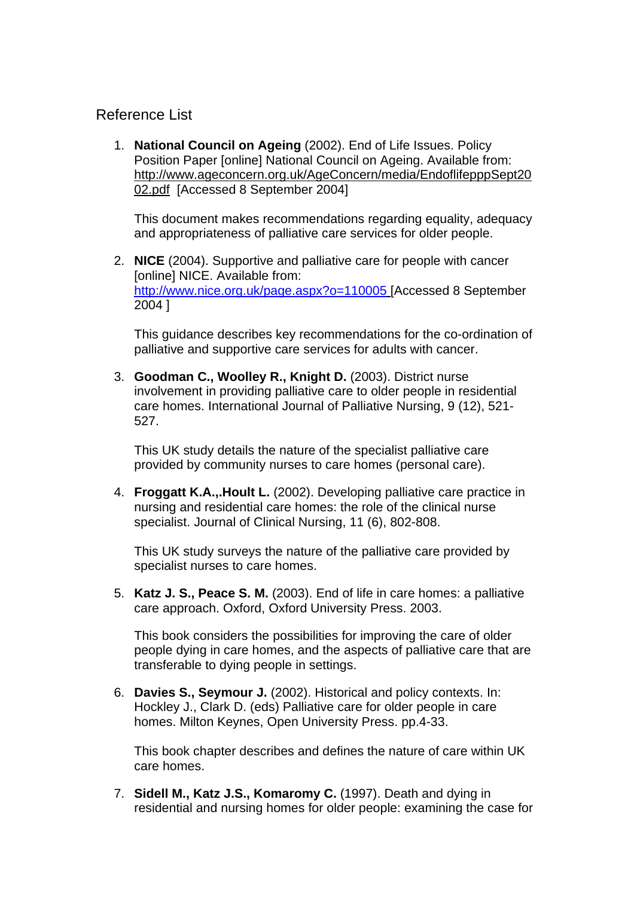## Reference List

1. **National Council on Ageing** (2002). End of Life Issues. Policy Position Paper [online] National Council on Ageing. Available from: http://www.ageconcern.org.uk/AgeConcern/media/EndoflifepppSept2002.pdf [Accessed 8 September 2004]

   This document makes recommendations regarding equality, adequacy and appropriateness of palliative care services for older people.

2. **NICE** (2004). Supportive and palliative care for people with cancer [online] NICE. Available from: http://www.nice.org.uk/page.aspx?o=110005 [Accessed 8 September 2004 ]

   This guidance describes key recommendations for the co-ordination of palliative and supportive care services for adults with cancer.

3. **Goodman C., Woolley R., Knight D.** (2003). District nurse involvement in providing palliative care to older people in residential care homes. International Journal of Palliative Nursing, 9 (12), 521-527.

   This UK study details the nature of the specialist palliative care provided by community nurses to care homes (personal care).

4. **Froggatt K.A.,.Hoult L.** (2002). Developing palliative care practice in nursing and residential care homes: the role of the clinical nurse specialist. Journal of Clinical Nursing, 11 (6), 802-808.

   This UK study surveys the nature of the palliative care provided by specialist nurses to care homes.

5. **Katz J. S., Peace S. M.** (2003). End of life in care homes: a palliative care approach. Oxford, Oxford University Press. 2003.

   This book considers the possibilities for improving the care of older people dying in care homes, and the aspects of palliative care that are transferable to dying people in settings.

6. **Davies S., Seymour J.** (2002). Historical and policy contexts. In: Hockley J., Clark D. (eds) Palliative care for older people in care homes. Milton Keynes, Open University Press. pp.4-33.

   This book chapter describes and defines the nature of care within UK care homes.

7. **Sidell M., Katz J.S., Komaromy C.** (1997). Death and dying in residential and nursing homes for older people: examining the case for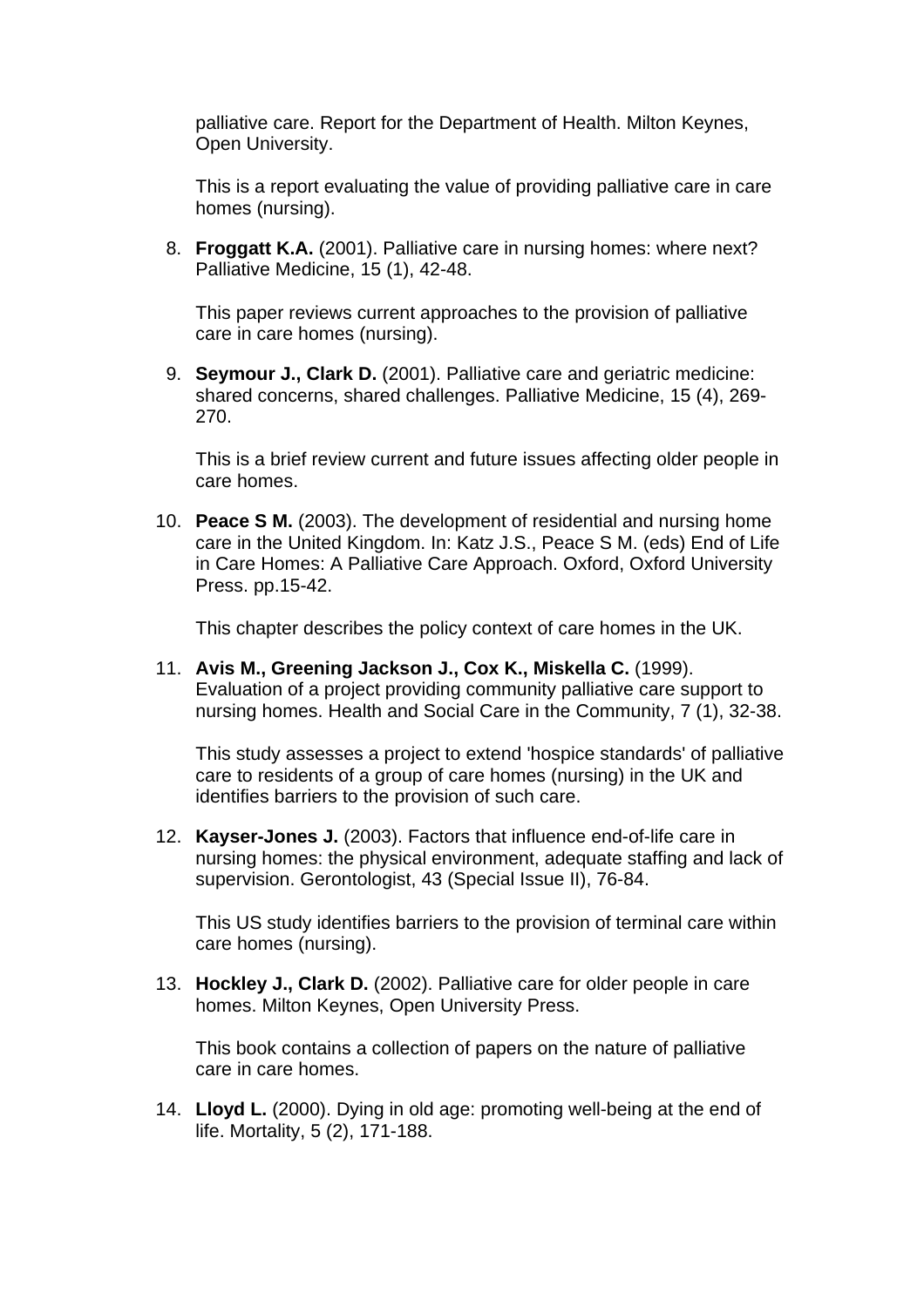palliative care. Report for the Department of Health. Milton Keynes, Open University.

This is a report evaluating the value of providing palliative care in care homes (nursing).

8. **Froggatt K.A.** (2001). Palliative care in nursing homes: where next? Palliative Medicine, 15 (1), 42-48.

   This paper reviews current approaches to the provision of palliative care in care homes (nursing).

9. **Seymour J., Clark D.** (2001). Palliative care and geriatric medicine: shared concerns, shared challenges. Palliative Medicine, 15 (4), 269-270.

   This is a brief review current and future issues affecting older people in care homes.

10. **Peace S M.** (2003). The development of residential and nursing home care in the United Kingdom. In: Katz J.S., Peace S M. (eds) End of Life in Care Homes: A Palliative Care Approach. Oxford, Oxford University Press. pp.15-42.

    This chapter describes the policy context of care homes in the UK.

11. **Avis M., Greening Jackson J., Cox K., Miskella C.** (1999). Evaluation of a project providing community palliative care support to nursing homes. Health and Social Care in the Community, 7 (1), 32-38.

    This study assesses a project to extend 'hospice standards' of palliative care to residents of a group of care homes (nursing) in the UK and identifies barriers to the provision of such care.

12. **Kayser-Jones J.** (2003). Factors that influence end-of-life care in nursing homes: the physical environment, adequate staffing and lack of supervision. Gerontologist, 43 (Special Issue II), 76-84.

    This US study identifies barriers to the provision of terminal care within care homes (nursing).

13. **Hockley J., Clark D.** (2002). Palliative care for older people in care homes. Milton Keynes, Open University Press.

    This book contains a collection of papers on the nature of palliative care in care homes.

14. **Lloyd L.** (2000). Dying in old age: promoting well-being at the end of life. Mortality, 5 (2), 171-188.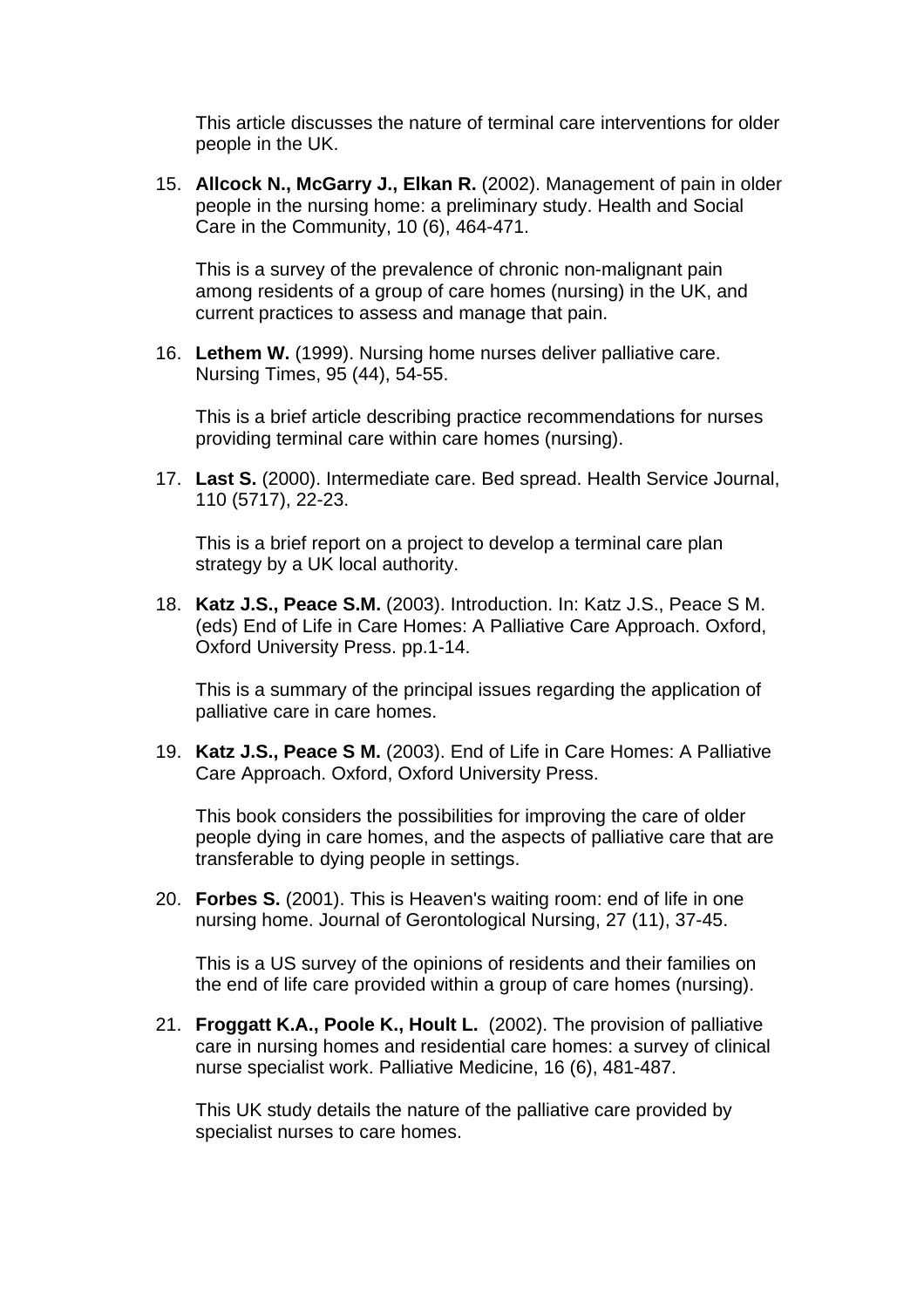This article discusses the nature of terminal care interventions for older people in the UK.

15. **Allcock N., McGarry J., Elkan R.** (2002). Management of pain in older people in the nursing home: a preliminary study. Health and Social Care in the Community, 10 (6), 464-471.

    This is a survey of the prevalence of chronic non-malignant pain among residents of a group of care homes (nursing) in the UK, and current practices to assess and manage that pain.

16. **Lethem W.** (1999). Nursing home nurses deliver palliative care. Nursing Times, 95 (44), 54-55.

    This is a brief article describing practice recommendations for nurses providing terminal care within care homes (nursing).

17. **Last S.** (2000). Intermediate care. Bed spread. Health Service Journal, 110 (5717), 22-23.

    This is a brief report on a project to develop a terminal care plan strategy by a UK local authority.

18. **Katz J.S., Peace S.M.** (2003). Introduction. In: Katz J.S., Peace S M. (eds) End of Life in Care Homes: A Palliative Care Approach. Oxford, Oxford University Press. pp.1-14.

    This is a summary of the principal issues regarding the application of palliative care in care homes.

19. **Katz J.S., Peace S M.** (2003). End of Life in Care Homes: A Palliative Care Approach. Oxford, Oxford University Press.

    This book considers the possibilities for improving the care of older people dying in care homes, and the aspects of palliative care that are transferable to dying people in settings.

20. **Forbes S.** (2001). This is Heaven's waiting room: end of life in one nursing home. Journal of Gerontological Nursing, 27 (11), 37-45.

    This is a US survey of the opinions of residents and their families on the end of life care provided within a group of care homes (nursing).

21. **Froggatt K.A., Poole K., Hoult L.** (2002). The provision of palliative care in nursing homes and residential care homes: a survey of clinical nurse specialist work. Palliative Medicine, 16 (6), 481-487.

    This UK study details the nature of the palliative care provided by specialist nurses to care homes.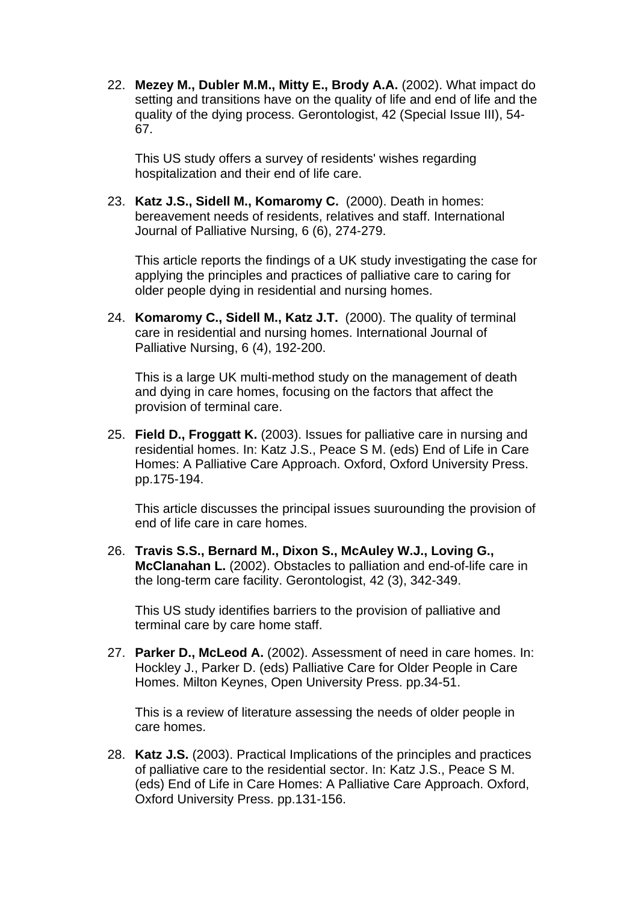22. **Mezey M., Dubler M.M., Mitty E., Brody A.A.** (2002). What impact do setting and transitions have on the quality of life and end of life and the quality of the dying process. Gerontologist, 42 (Special Issue III), 54-67.

    This US study offers a survey of residents' wishes regarding hospitalization and their end of life care.

23. **Katz J.S., Sidell M., Komaromy C.** (2000). Death in homes: bereavement needs of residents, relatives and staff. International Journal of Palliative Nursing, 6 (6), 274-279.

    This article reports the findings of a UK study investigating the case for applying the principles and practices of palliative care to caring for older people dying in residential and nursing homes.

24. **Komaromy C., Sidell M., Katz J.T.** (2000). The quality of terminal care in residential and nursing homes. International Journal of Palliative Nursing, 6 (4), 192-200.

    This is a large UK multi-method study on the management of death and dying in care homes, focusing on the factors that affect the provision of terminal care.

25. **Field D., Froggatt K.** (2003). Issues for palliative care in nursing and residential homes. In: Katz J.S., Peace S M. (eds) End of Life in Care Homes: A Palliative Care Approach. Oxford, Oxford University Press. pp.175-194.

    This article discusses the principal issues suurounding the provision of end of life care in care homes.

26. **Travis S.S., Bernard M., Dixon S., McAuley W.J., Loving G., McClanahan L.** (2002). Obstacles to palliation and end-of-life care in the long-term care facility. Gerontologist, 42 (3), 342-349.

    This US study identifies barriers to the provision of palliative and terminal care by care home staff.

27. **Parker D., McLeod A.** (2002). Assessment of need in care homes. In: Hockley J., Parker D. (eds) Palliative Care for Older People in Care Homes. Milton Keynes, Open University Press. pp.34-51.

    This is a review of literature assessing the needs of older people in care homes.

28. **Katz J.S.** (2003). Practical Implications of the principles and practices of palliative care to the residential sector. In: Katz J.S., Peace S M. (eds) End of Life in Care Homes: A Palliative Care Approach. Oxford, Oxford University Press. pp.131-156.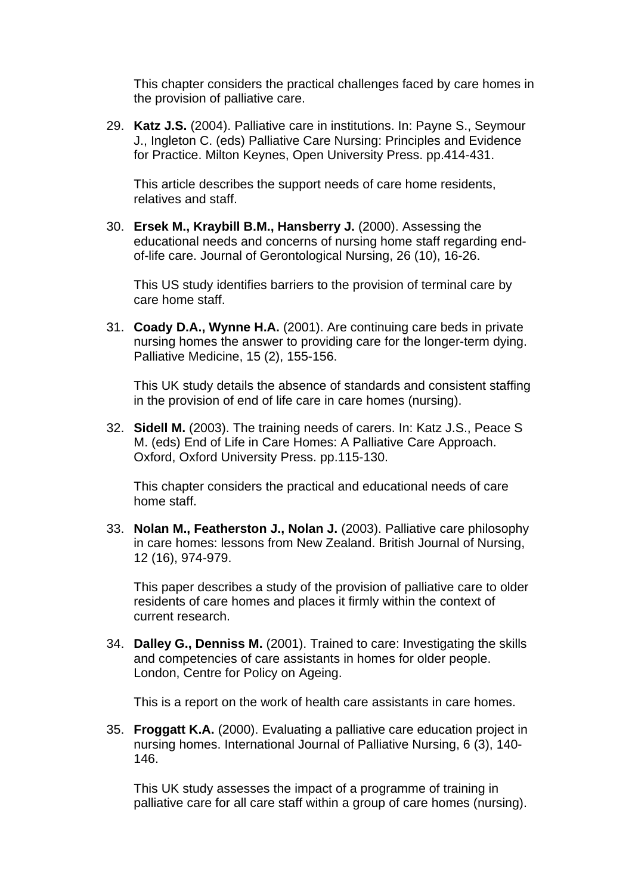This chapter considers the practical challenges faced by care homes in the provision of palliative care.

29. **Katz J.S.** (2004). Palliative care in institutions. In: Payne S., Seymour J., Ingleton C. (eds) Palliative Care Nursing: Principles and Evidence for Practice. Milton Keynes, Open University Press. pp.414-431.

    This article describes the support needs of care home residents, relatives and staff.

30. **Ersek M., Kraybill B.M., Hansberry J.** (2000). Assessing the educational needs and concerns of nursing home staff regarding end-of-life care. Journal of Gerontological Nursing, 26 (10), 16-26.

    This US study identifies barriers to the provision of terminal care by care home staff.

31. **Coady D.A., Wynne H.A.** (2001). Are continuing care beds in private nursing homes the answer to providing care for the longer-term dying. Palliative Medicine, 15 (2), 155-156.

    This UK study details the absence of standards and consistent staffing in the provision of end of life care in care homes (nursing).

32. **Sidell M.** (2003). The training needs of carers. In: Katz J.S., Peace S M. (eds) End of Life in Care Homes: A Palliative Care Approach. Oxford, Oxford University Press. pp.115-130.

    This chapter considers the practical and educational needs of care home staff.

33. **Nolan M., Featherston J., Nolan J.** (2003). Palliative care philosophy in care homes: lessons from New Zealand. British Journal of Nursing, 12 (16), 974-979.

    This paper describes a study of the provision of palliative care to older residents of care homes and places it firmly within the context of current research.

34. **Dalley G., Denniss M.** (2001). Trained to care: Investigating the skills and competencies of care assistants in homes for older people. London, Centre for Policy on Ageing.

    This is a report on the work of health care assistants in care homes.

35. **Froggatt K.A.** (2000). Evaluating a palliative care education project in nursing homes. International Journal of Palliative Nursing, 6 (3), 140-146.

    This UK study assesses the impact of a programme of training in palliative care for all care staff within a group of care homes (nursing).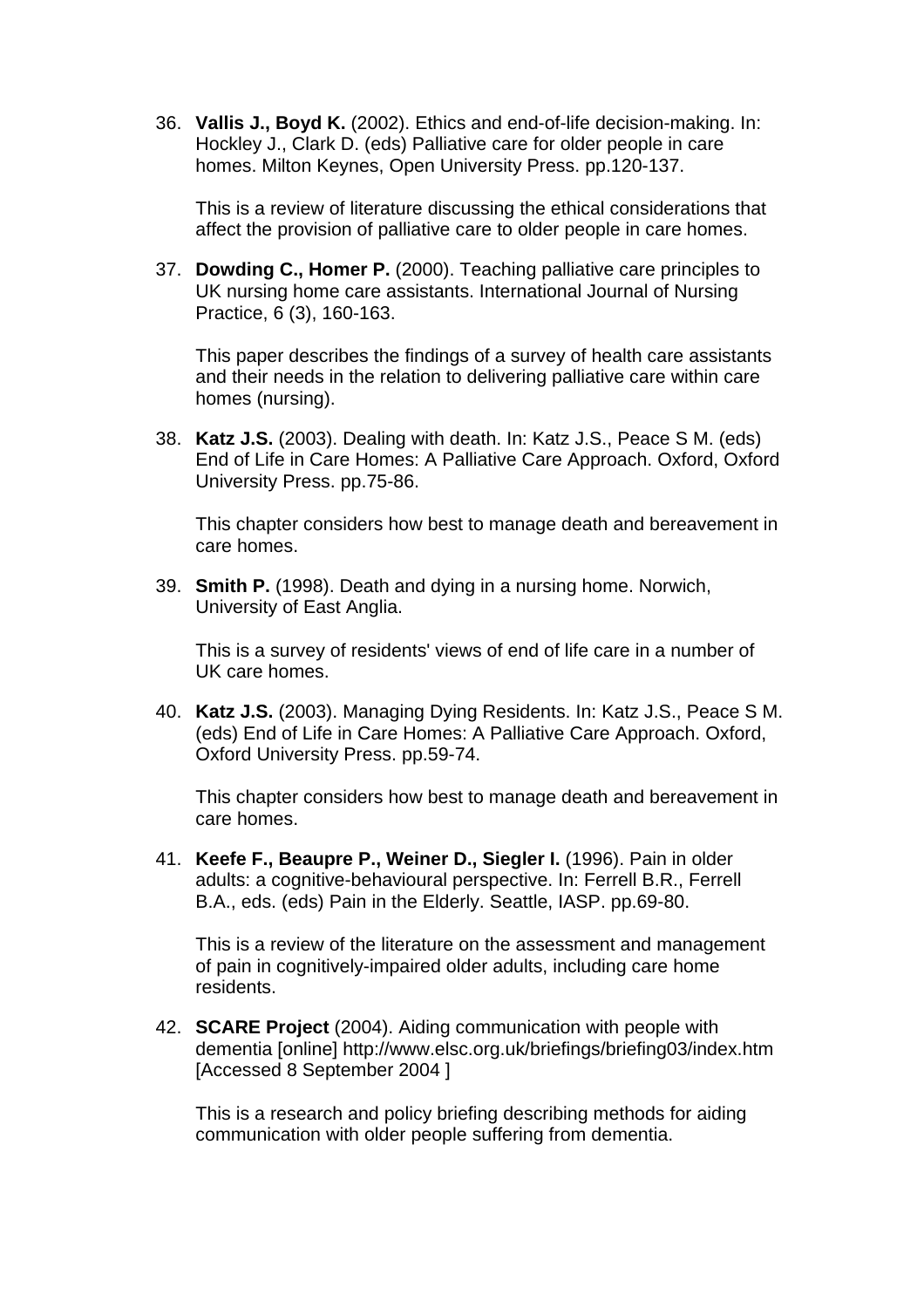36. **Vallis J., Boyd K.** (2002). Ethics and end-of-life decision-making. In: Hockley J., Clark D. (eds) Palliative care for older people in care homes. Milton Keynes, Open University Press. pp.120-137.

    This is a review of literature discussing the ethical considerations that affect the provision of palliative care to older people in care homes.

37. **Dowding C., Homer P.** (2000). Teaching palliative care principles to UK nursing home care assistants. International Journal of Nursing Practice, 6 (3), 160-163.

    This paper describes the findings of a survey of health care assistants and their needs in the relation to delivering palliative care within care homes (nursing).

38. **Katz J.S.** (2003). Dealing with death. In: Katz J.S., Peace S M. (eds) End of Life in Care Homes: A Palliative Care Approach. Oxford, Oxford University Press. pp.75-86.

    This chapter considers how best to manage death and bereavement in care homes.

39. **Smith P.** (1998). Death and dying in a nursing home. Norwich, University of East Anglia.

    This is a survey of residents' views of end of life care in a number of UK care homes.

40. **Katz J.S.** (2003). Managing Dying Residents. In: Katz J.S., Peace S M. (eds) End of Life in Care Homes: A Palliative Care Approach. Oxford, Oxford University Press. pp.59-74.

    This chapter considers how best to manage death and bereavement in care homes.

41. **Keefe F., Beaupre P., Weiner D., Siegler I.** (1996). Pain in older adults: a cognitive-behavioural perspective. In: Ferrell B.R., Ferrell B.A., eds. (eds) Pain in the Elderly. Seattle, IASP. pp.69-80.

    This is a review of the literature on the assessment and management of pain in cognitively-impaired older adults, including care home residents.

42. **SCARE Project** (2004). Aiding communication with people with dementia [online] http://www.elsc.org.uk/briefings/briefing03/index.htm [Accessed 8 September 2004 ]

    This is a research and policy briefing describing methods for aiding communication with older people suffering from dementia.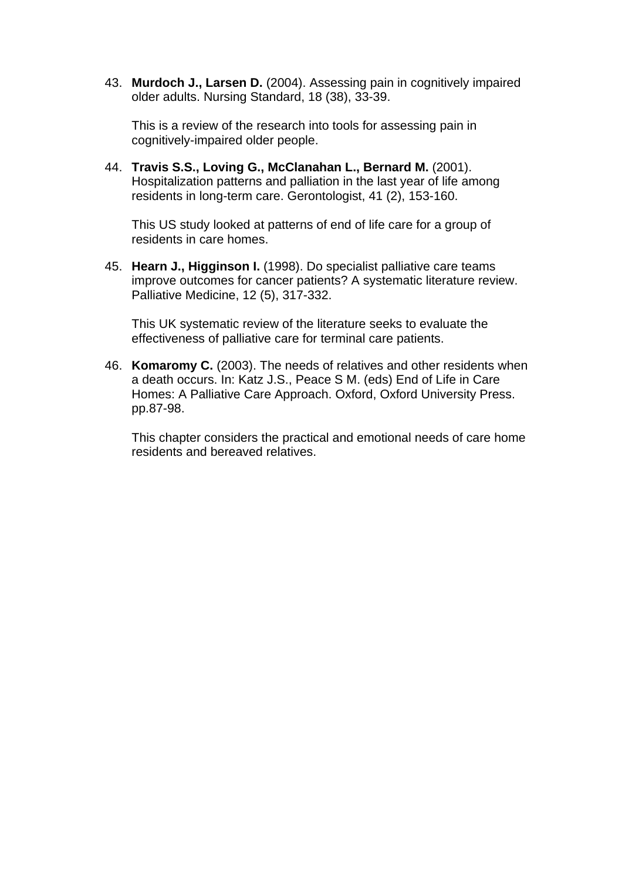43. **Murdoch J., Larsen D.** (2004). Assessing pain in cognitively impaired older adults. Nursing Standard, 18 (38), 33-39.

    This is a review of the research into tools for assessing pain in cognitively-impaired older people.

44. **Travis S.S., Loving G., McClanahan L., Bernard M.** (2001). Hospitalization patterns and palliation in the last year of life among residents in long-term care. Gerontologist, 41 (2), 153-160.

    This US study looked at patterns of end of life care for a group of residents in care homes.

45. **Hearn J., Higginson I.** (1998). Do specialist palliative care teams improve outcomes for cancer patients? A systematic literature review. Palliative Medicine, 12 (5), 317-332.

    This UK systematic review of the literature seeks to evaluate the effectiveness of palliative care for terminal care patients.

46. **Komaromy C.** (2003). The needs of relatives and other residents when a death occurs. In: Katz J.S., Peace S M. (eds) End of Life in Care Homes: A Palliative Care Approach. Oxford, Oxford University Press. pp.87-98.

    This chapter considers the practical and emotional needs of care home residents and bereaved relatives.